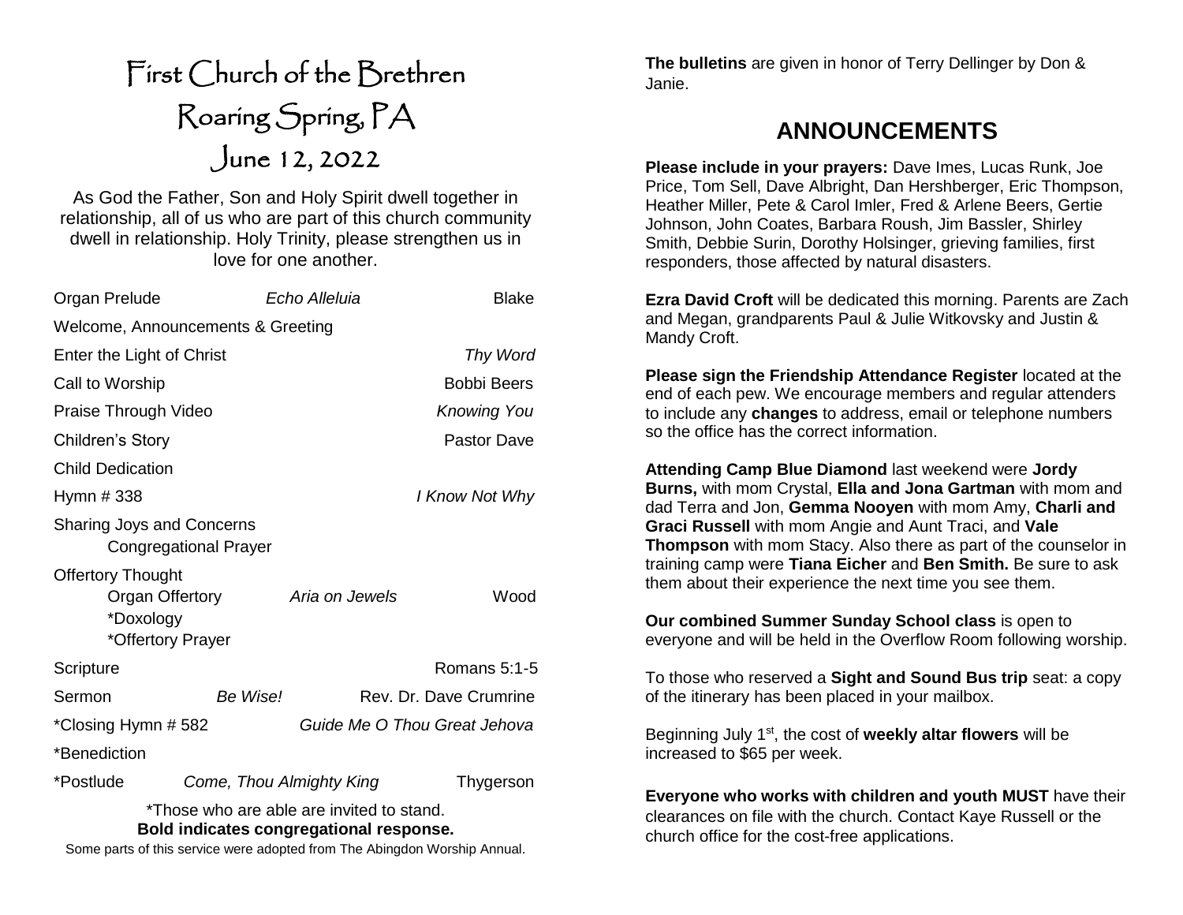# First Church of the Brethren

# Roaring Spring, PA

# June 12, 2022

As God the Father, Son and Holy Spirit dwell together in relationship, all of us who are part of this church community dwell in relationship. Holy Trinity, please strengthen us in love for one another.

| | | |
|---|---|---|
| Organ Prelude | *Echo Alleluia* | Blake |
| Welcome, Announcements & Greeting | | |
| Enter the Light of Christ | | *Thy Word* |
| Call to Worship | | Bobbi Beers |
| Praise Through Video | | *Knowing You* |
| Children's Story | | Pastor Dave |
| Child Dedication | | |
| Hymn # 338 | | *I Know Not Why* |
| Sharing Joys and Concerns | | |
| Congregational Prayer | | |
| Offertory Thought | | |
| Organ Offertory | *Aria on Jewels* | Wood |
| *Doxology | | |
| *Offertory Prayer | | |
| Scripture | | Romans 5:1-5 |
| Sermon | *Be Wise!* | Rev. Dr. Dave Crumrine |
| *Closing Hymn # 582 | *Guide Me O Thou Great Jehova* | |
| *Benediction | | |
| *Postlude | *Come, Thou Almighty King* | Thygerson |

*Those who are able are invited to stand.
**Bold indicates congregational response.**

Some parts of this service were adopted from The Abingdon Worship Annual.

**The bulletins** are given in honor of Terry Dellinger by Don & Janie.

## ANNOUNCEMENTS

**Please include in your prayers:** Dave Imes, Lucas Runk, Joe Price, Tom Sell, Dave Albright, Dan Hershberger, Eric Thompson, Heather Miller, Pete & Carol Imler, Fred & Arlene Beers, Gertie Johnson, John Coates, Barbara Roush, Jim Bassler, Shirley Smith, Debbie Surin, Dorothy Holsinger, grieving families, first responders, those affected by natural disasters.

**Ezra David Croft** will be dedicated this morning. Parents are Zach and Megan, grandparents Paul & Julie Witkovsky and Justin & Mandy Croft.

**Please sign the Friendship Attendance Register** located at the end of each pew. We encourage members and regular attenders to include any **changes** to address, email or telephone numbers so the office has the correct information.

**Attending Camp Blue Diamond** last weekend were **Jordy Burns,** with mom Crystal, **Ella and Jona Gartman** with mom and dad Terra and Jon, **Gemma Nooyen** with mom Amy, **Charli and Graci Russell** with mom Angie and Aunt Traci, and **Vale Thompson** with mom Stacy. Also there as part of the counselor in training camp were **Tiana Eicher** and **Ben Smith.** Be sure to ask them about their experience the next time you see them.

**Our combined Summer Sunday School class** is open to everyone and will be held in the Overflow Room following worship.

To those who reserved a **Sight and Sound Bus trip** seat: a copy of the itinerary has been placed in your mailbox.

Beginning July 1st, the cost of **weekly altar flowers** will be increased to $65 per week.

**Everyone who works with children and youth MUST** have their clearances on file with the church. Contact Kaye Russell or the church office for the cost-free applications.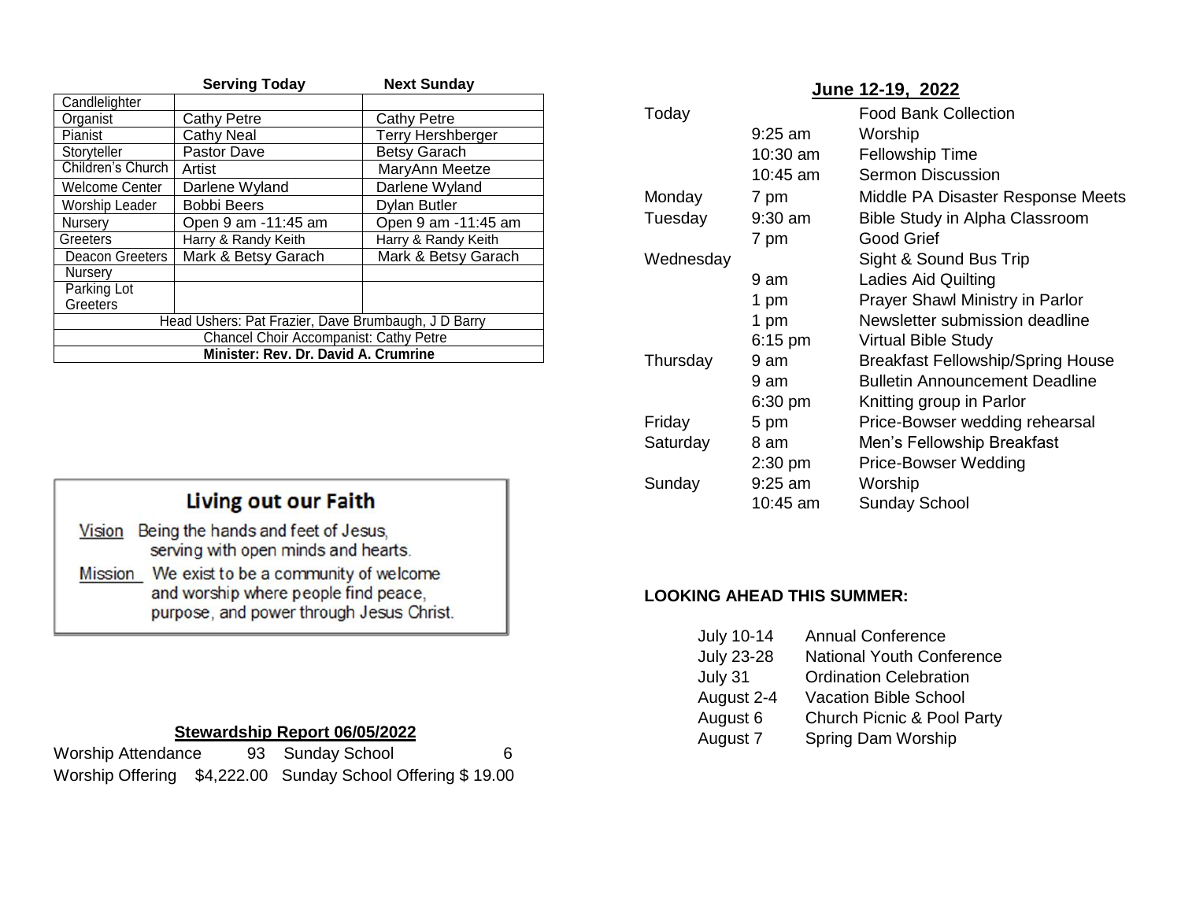| | Serving Today | Next Sunday |
|---|---|---|
| Candlelighter | | |
| Organist | Cathy Petre | Cathy Petre |
| Pianist | Cathy Neal | Terry Hershberger |
| Storyteller | Pastor Dave | Betsy Garach |
| Children's Church | Artist | MaryAnn Meetze |
| Welcome Center | Darlene Wyland | Darlene Wyland |
| Worship Leader | Bobbi Beers | Dylan Butler |
| Nursery | Open 9 am -11:45 am | Open 9 am -11:45 am |
| Greeters | Harry & Randy Keith | Harry & Randy Keith |
| Deacon Greeters | Mark & Betsy Garach | Mark & Betsy Garach |
| Nursery | | |
| Parking Lot Greeters | | |
| Head Ushers: Pat Frazier, Dave Brumbaugh, J D Barry | | |
| Chancel Choir Accompanist: Cathy Petre | | |
| **Minister: Rev. Dr. David A. Crumrine** | | |

## Living out our Faith

Vision Being the hands and feet of Jesus, serving with open minds and hearts.

Mission We exist to be a community of welcome and worship where people find peace, purpose, and power through Jesus Christ.

### Stewardship Report 06/05/2022

| | | | |
|---|---|---|---|
| Worship Attendance | 93 | Sunday School | 6 |
| Worship Offering | $4,222.00 | Sunday School Offering | $ 19.00 |

## June 12-19, 2022

| | | |
|---|---|---|
| Today | | Food Bank Collection |
| | 9:25 am | Worship |
| | 10:30 am | Fellowship Time |
| | 10:45 am | Sermon Discussion |
| Monday | 7 pm | Middle PA Disaster Response Meets |
| Tuesday | 9:30 am | Bible Study in Alpha Classroom |
| | 7 pm | Good Grief |
| Wednesday | | Sight & Sound Bus Trip |
| | 9 am | Ladies Aid Quilting |
| | 1 pm | Prayer Shawl Ministry in Parlor |
| | 1 pm | Newsletter submission deadline |
| | 6:15 pm | Virtual Bible Study |
| Thursday | 9 am | Breakfast Fellowship/Spring House |
| | 9 am | Bulletin Announcement Deadline |
| | 6:30 pm | Knitting group in Parlor |
| Friday | 5 pm | Price-Bowser wedding rehearsal |
| Saturday | 8 am | Men's Fellowship Breakfast |
| | 2:30 pm | Price-Bowser Wedding |
| Sunday | 9:25 am | Worship |
| | 10:45 am | Sunday School |

**LOOKING AHEAD THIS SUMMER:**

| | |
|---|---|
| July 10-14 | Annual Conference |
| July 23-28 | National Youth Conference |
| July 31 | Ordination Celebration |
| August 2-4 | Vacation Bible School |
| August 6 | Church Picnic & Pool Party |
| August 7 | Spring Dam Worship |